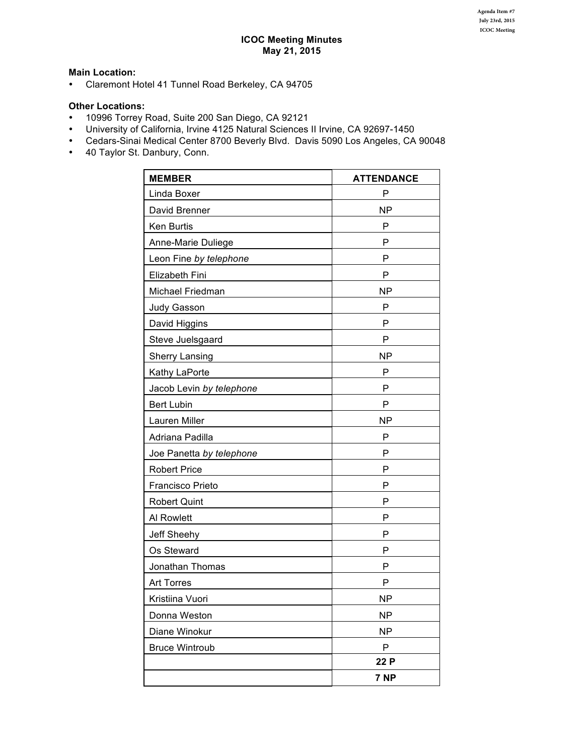Agenda Item #7
July 23rd, 2015
ICOC Meeting

# ICOC Meeting Minutes
## May 21, 2015

**Main Location:**

- Claremont Hotel 41 Tunnel Road Berkeley, CA 94705

**Other Locations:**

- 10996 Torrey Road, Suite 200 San Diego, CA 92121
- University of California, Irvine 4125 Natural Sciences II Irvine, CA 92697-1450
- Cedars-Sinai Medical Center 8700 Beverly Blvd. Davis 5090 Los Angeles, CA 90048
- 40 Taylor St. Danbury, Conn.

| MEMBER | ATTENDANCE |
|---|---|
| Linda Boxer | P |
| David Brenner | NP |
| Ken Burtis | P |
| Anne-Marie Duliege | P |
| Leon Fine *by telephone* | P |
| Elizabeth Fini | P |
| Michael Friedman | NP |
| Judy Gasson | P |
| David Higgins | P |
| Steve Juelsgaard | P |
| Sherry Lansing | NP |
| Kathy LaPorte | P |
| Jacob Levin *by telephone* | P |
| Bert Lubin | P |
| Lauren Miller | NP |
| Adriana Padilla | P |
| Joe Panetta *by telephone* | P |
| Robert Price | P |
| Francisco Prieto | P |
| Robert Quint | P |
| Al Rowlett | P |
| Jeff Sheehy | P |
| Os Steward | P |
| Jonathan Thomas | P |
| Art Torres | P |
| Kristiina Vuori | NP |
| Donna Weston | NP |
| Diane Winokur | NP |
| Bruce Wintroub | P |
| | **22 P** |
| | **7 NP** |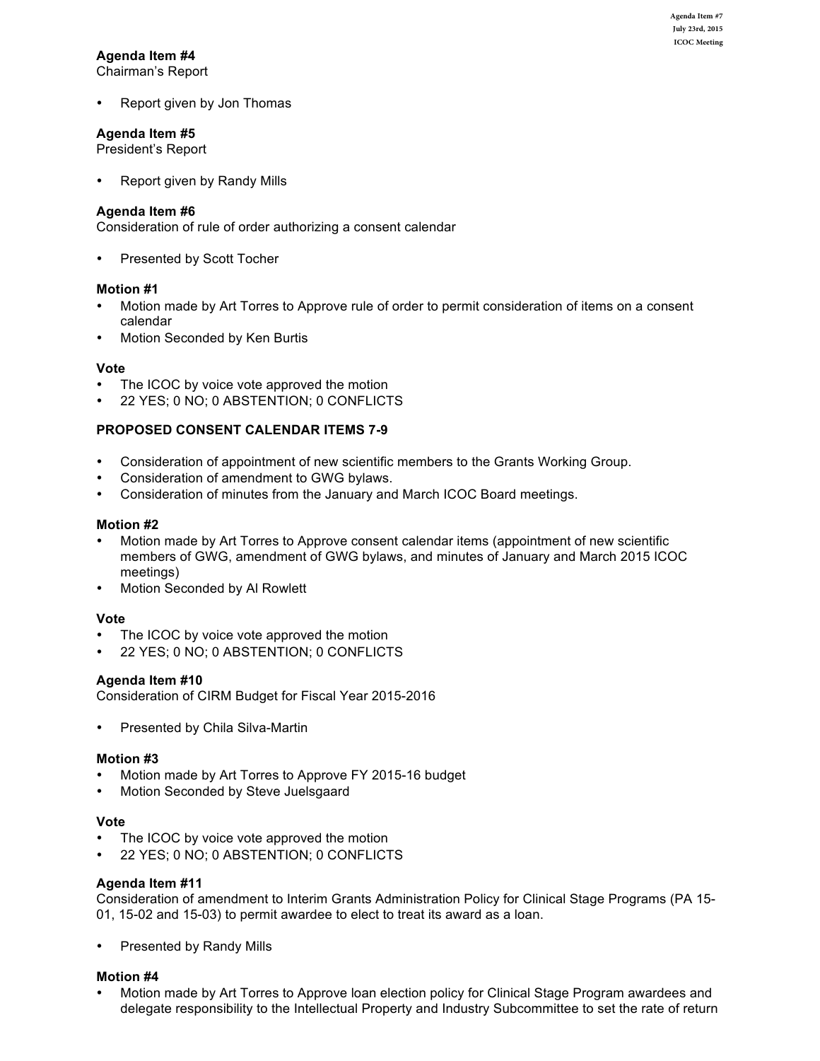**Agenda Item #4**
Chairman's Report

- Report given by Jon Thomas

**Agenda Item #5**
President's Report

- Report given by Randy Mills

**Agenda Item #6**
Consideration of rule of order authorizing a consent calendar

- Presented by Scott Tocher

**Motion #1**
- Motion made by Art Torres to Approve rule of order to permit consideration of items on a consent calendar
- Motion Seconded by Ken Burtis

**Vote**
- The ICOC by voice vote approved the motion
- 22 YES; 0 NO; 0 ABSTENTION; 0 CONFLICTS

**PROPOSED CONSENT CALENDAR ITEMS 7-9**

- Consideration of appointment of new scientific members to the Grants Working Group.
- Consideration of amendment to GWG bylaws.
- Consideration of minutes from the January and March ICOC Board meetings.

**Motion #2**
- Motion made by Art Torres to Approve consent calendar items (appointment of new scientific members of GWG, amendment of GWG bylaws, and minutes of January and March 2015 ICOC meetings)
- Motion Seconded by Al Rowlett

**Vote**
- The ICOC by voice vote approved the motion
- 22 YES; 0 NO; 0 ABSTENTION; 0 CONFLICTS

**Agenda Item #10**
Consideration of CIRM Budget for Fiscal Year 2015-2016

- Presented by Chila Silva-Martin

**Motion #3**
- Motion made by Art Torres to Approve FY 2015-16 budget
- Motion Seconded by Steve Juelsgaard

**Vote**
- The ICOC by voice vote approved the motion
- 22 YES; 0 NO; 0 ABSTENTION; 0 CONFLICTS

**Agenda Item #11**
Consideration of amendment to Interim Grants Administration Policy for Clinical Stage Programs (PA 15-01, 15-02 and 15-03) to permit awardee to elect to treat its award as a loan.

- Presented by Randy Mills

**Motion #4**
- Motion made by Art Torres to Approve loan election policy for Clinical Stage Program awardees and delegate responsibility to the Intellectual Property and Industry Subcommittee to set the rate of return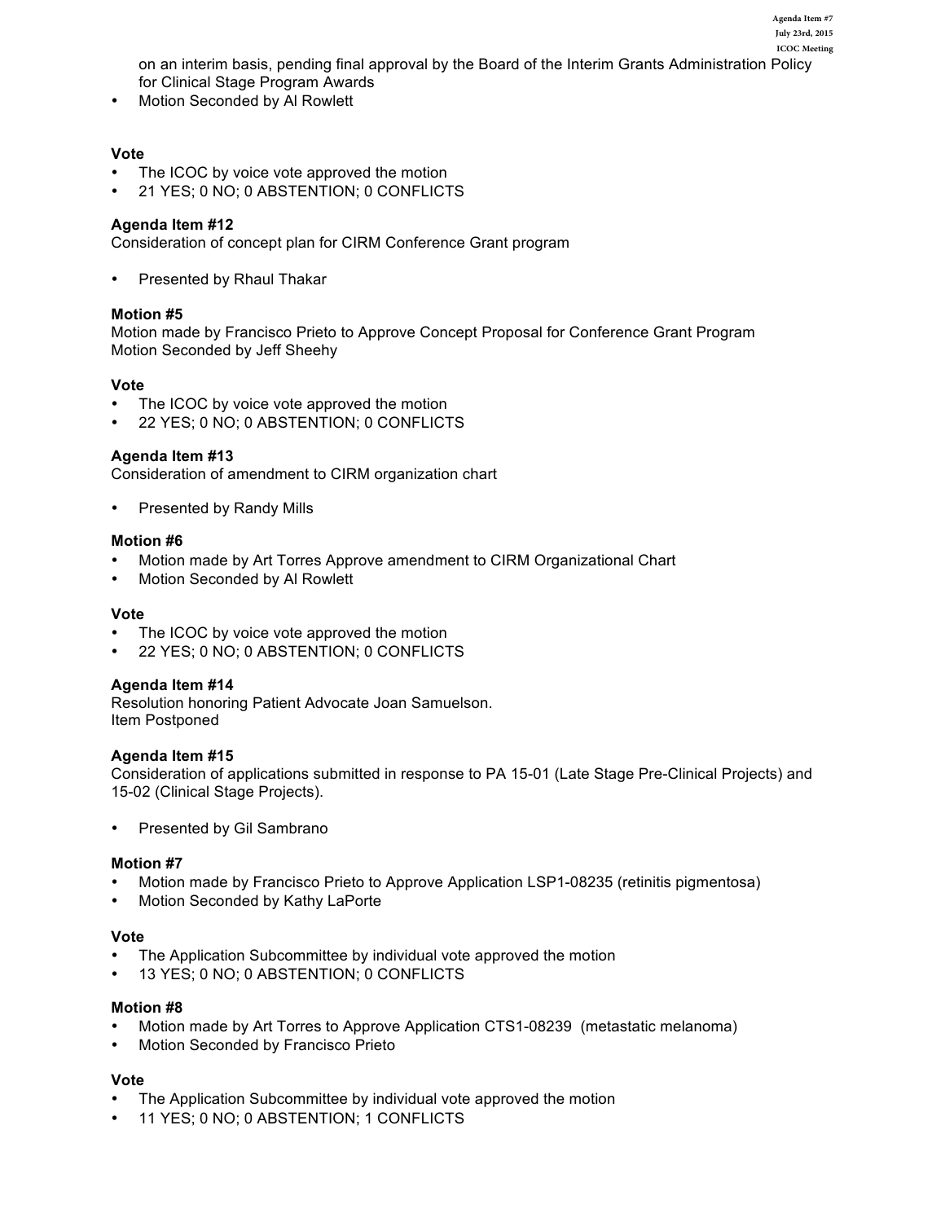on an interim basis, pending final approval by the Board of the Interim Grants Administration Policy for Clinical Stage Program Awards

- Motion Seconded by Al Rowlett

**Vote**

- The ICOC by voice vote approved the motion
- 21 YES; 0 NO; 0 ABSTENTION; 0 CONFLICTS

**Agenda Item #12**
Consideration of concept plan for CIRM Conference Grant program

- Presented by Rhaul Thakar

**Motion #5**
Motion made by Francisco Prieto to Approve Concept Proposal for Conference Grant Program
Motion Seconded by Jeff Sheehy

**Vote**

- The ICOC by voice vote approved the motion
- 22 YES; 0 NO; 0 ABSTENTION; 0 CONFLICTS

**Agenda Item #13**
Consideration of amendment to CIRM organization chart

- Presented by Randy Mills

**Motion #6**

- Motion made by Art Torres Approve amendment to CIRM Organizational Chart
- Motion Seconded by Al Rowlett

**Vote**

- The ICOC by voice vote approved the motion
- 22 YES; 0 NO; 0 ABSTENTION; 0 CONFLICTS

**Agenda Item #14**
Resolution honoring Patient Advocate Joan Samuelson.
Item Postponed

**Agenda Item #15**
Consideration of applications submitted in response to PA 15-01 (Late Stage Pre-Clinical Projects) and 15-02 (Clinical Stage Projects).

- Presented by Gil Sambrano

**Motion #7**

- Motion made by Francisco Prieto to Approve Application LSP1-08235 (retinitis pigmentosa)
- Motion Seconded by Kathy LaPorte

**Vote**

- The Application Subcommittee by individual vote approved the motion
- 13 YES; 0 NO; 0 ABSTENTION; 0 CONFLICTS

**Motion #8**

- Motion made by Art Torres to Approve Application CTS1-08239 (metastatic melanoma)
- Motion Seconded by Francisco Prieto

**Vote**

- The Application Subcommittee by individual vote approved the motion
- 11 YES; 0 NO; 0 ABSTENTION; 1 CONFLICTS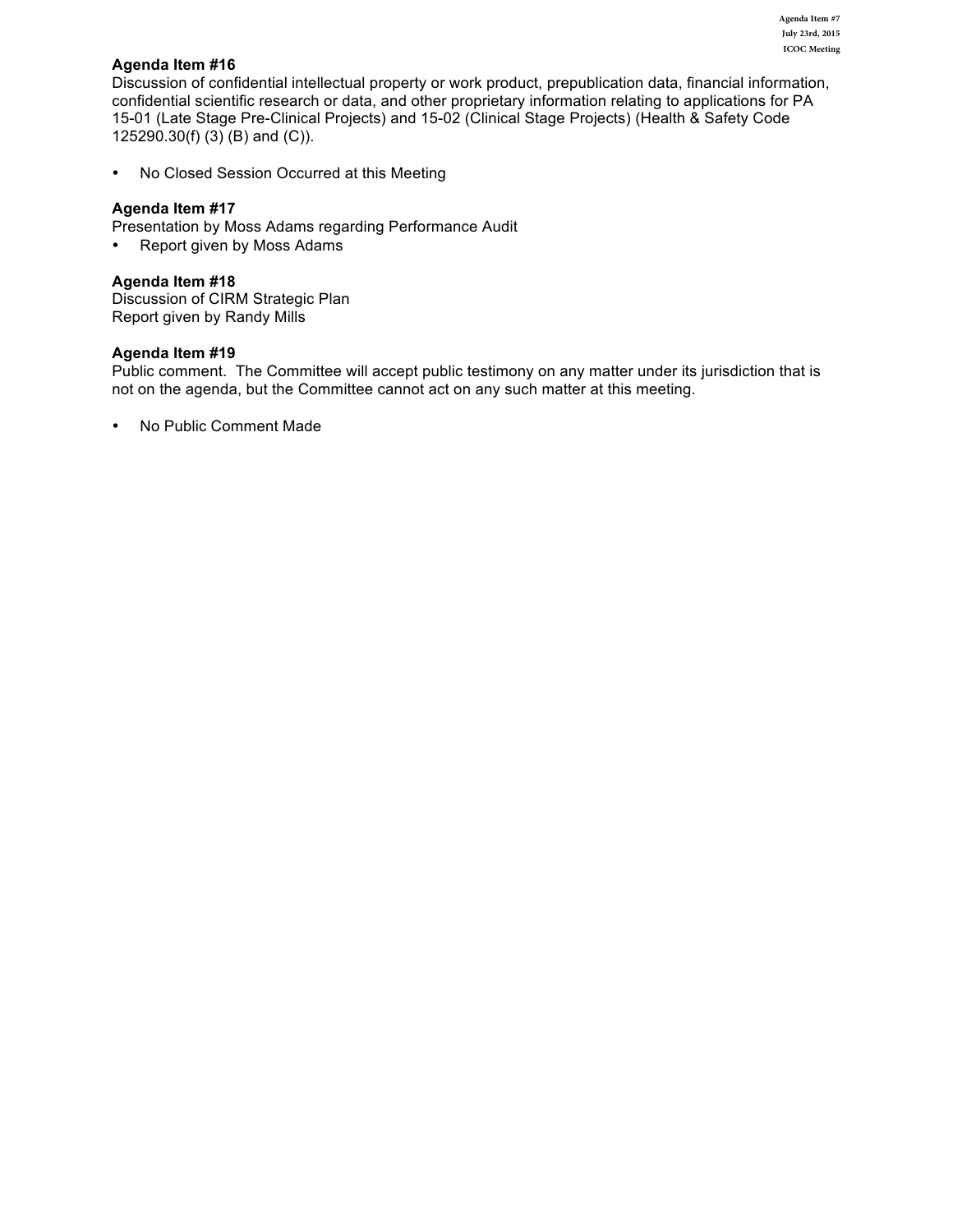**Agenda Item #16**
Discussion of confidential intellectual property or work product, prepublication data, financial information, confidential scientific research or data, and other proprietary information relating to applications for PA 15-01 (Late Stage Pre-Clinical Projects) and 15-02 (Clinical Stage Projects) (Health & Safety Code 125290.30(f) (3) (B) and (C)).

- No Closed Session Occurred at this Meeting

**Agenda Item #17**
Presentation by Moss Adams regarding Performance Audit
- Report given by Moss Adams

**Agenda Item #18**
Discussion of CIRM Strategic Plan
Report given by Randy Mills

**Agenda Item #19**
Public comment. The Committee will accept public testimony on any matter under its jurisdiction that is not on the agenda, but the Committee cannot act on any such matter at this meeting.

- No Public Comment Made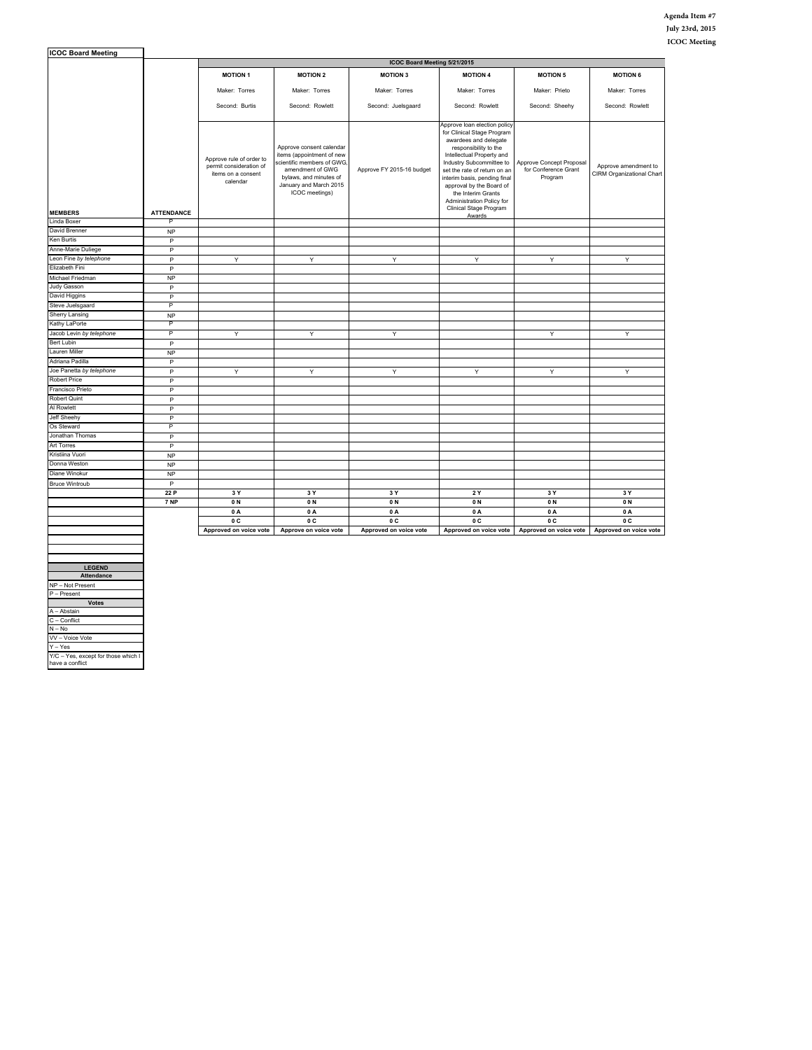Agenda Item #7
July 23rd, 2015
ICOC Meeting

**ICOC Board Meeting**

| | | ICOC Board Meeting 5/21/2015 | | | | | |
|---|---|---|---|---|---|---|---|
| | | **MOTION 1** | **MOTION 2** | **MOTION 3** | **MOTION 4** | **MOTION 5** | **MOTION 6** |
| | | Maker: Torres | Maker: Torres | Maker: Torres | Maker: Torres | Maker: Prieto | Maker: Torres |
| | | Second: Burtis | Second: Rowlett | Second: Juelsgaard | Second: Rowlett | Second: Sheehy | Second: Rowlett |
| **MEMBERS** | **ATTENDANCE** | Approve rule of order to permit consideration of items on a consent calendar | Approve consent calendar items (appointment of new scientific members of GWG, amendment of GWG bylaws, and minutes of January and March 2015 ICOC meetings) | Approve FY 2015-16 budget | Approve loan election policy for Clinical Stage Program awardees and delegate responsibility to the Intellectual Property and Industry Subcommittee to set the rate of return on an interim basis, pending final approval by the Board of the Interim Grants Administration Policy for Clinical Stage Program Awards | Approve Concept Proposal for Conference Grant Program | Approve amendment to CIRM Organizational Chart |
| Linda Boxer | P | | | | | | |
| David Brenner | NP | | | | | | |
| Ken Burtis | P | | | | | | |
| Anne-Marie Duliege | P | | | | | | |
| Leon Fine *by telephone* | P | Y | Y | Y | Y | Y | Y |
| Elizabeth Fini | P | | | | | | |
| Michael Friedman | NP | | | | | | |
| Judy Gasson | P | | | | | | |
| David Higgins | P | | | | | | |
| Steve Juelsgaard | P | | | | | | |
| Sherry Lansing | NP | | | | | | |
| Kathy LaPorte | P | | | | | | |
| Jacob Levin *by telephone* | P | Y | Y | Y | | Y | Y |
| Bert Lubin | P | | | | | | |
| Lauren Miller | NP | | | | | | |
| Adriana Padilla | P | | | | | | |
| Joe Panetta *by telephone* | P | Y | Y | Y | Y | Y | Y |
| Robert Price | P | | | | | | |
| Francisco Prieto | P | | | | | | |
| Robert Quint | P | | | | | | |
| Al Rowlett | P | | | | | | |
| Jeff Sheehy | P | | | | | | |
| Os Steward | P | | | | | | |
| Jonathan Thomas | P | | | | | | |
| Art Torres | P | | | | | | |
| Kristiina Vuori | NP | | | | | | |
| Donna Weston | NP | | | | | | |
| Diane Winokur | NP | | | | | | |
| Bruce Wintroub | P | | | | | | |
| | **22 P** | **3 Y** | **3 Y** | **3 Y** | **2 Y** | **3 Y** | **3 Y** |
| | **7 NP** | **0 N** | **0 N** | **0 N** | **0 N** | **0 N** | **0 N** |
| | | **0 A** | **0 A** | **0 A** | **0 A** | **0 A** | **0 A** |
| | | **0 C** | **0 C** | **0 C** | **0 C** | **0 C** | **0 C** |
| | | **Approved on voice vote** | **Approve on voice vote** | **Approved on voice vote** | **Approved on voice vote** | **Approved on voice vote** | **Approved on voice vote** |

| **LEGEND** |
|---|
| **Attendance** |
| NP – Not Present |
| P – Present |
| **Votes** |
| A – Abstain |
| C – Conflict |
| N – No |
| VV – Voice Vote |
| Y – Yes |
| Y/C – Yes, except for those which I have a conflict |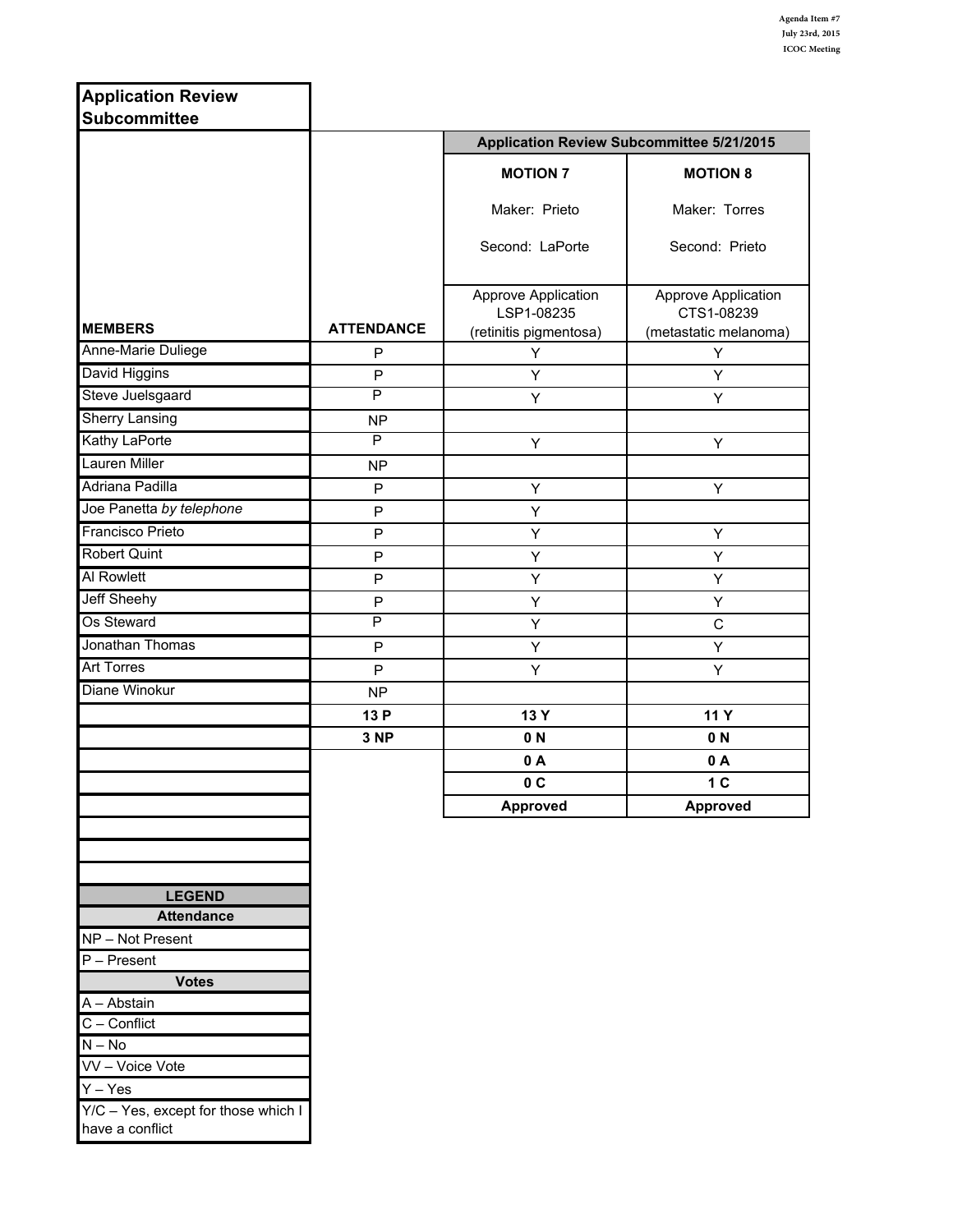Agenda Item #7
July 23rd, 2015
ICOC Meeting

## Application Review Subcommittee

| | | Application Review Subcommittee 5/21/2015 | |
|---|---|---|---|
| | | **MOTION 7**<br>Maker: Prieto<br>Second: LaPorte | **MOTION 8**<br>Maker: Torres<br>Second: Prieto |
| **MEMBERS** | **ATTENDANCE** | Approve Application LSP1-08235 (retinitis pigmentosa) | Approve Application CTS1-08239 (metastatic melanoma) |
| Anne-Marie Duliege | P | Y | Y |
| David Higgins | P | Y | Y |
| Steve Juelsgaard | P | Y | Y |
| Sherry Lansing | NP | | |
| Kathy LaPorte | P | Y | Y |
| Lauren Miller | NP | | |
| Adriana Padilla | P | Y | Y |
| Joe Panetta *by telephone* | P | Y | |
| Francisco Prieto | P | Y | Y |
| Robert Quint | P | Y | Y |
| Al Rowlett | P | Y | Y |
| Jeff Sheehy | P | Y | Y |
| Os Steward | P | Y | C |
| Jonathan Thomas | P | Y | Y |
| Art Torres | P | Y | Y |
| Diane Winokur | NP | | |
| | **13 P** | **13 Y** | **11 Y** |
| | **3 NP** | **0 N** | **0 N** |
| | | **0 A** | **0 A** |
| | | **0 C** | **1 C** |
| | | **Approved** | **Approved** |

| LEGEND |
|---|
| **Attendance** |
| NP – Not Present |
| P – Present |
| **Votes** |
| A – Abstain |
| C – Conflict |
| N – No |
| VV – Voice Vote |
| Y – Yes |
| Y/C – Yes, except for those which I have a conflict |